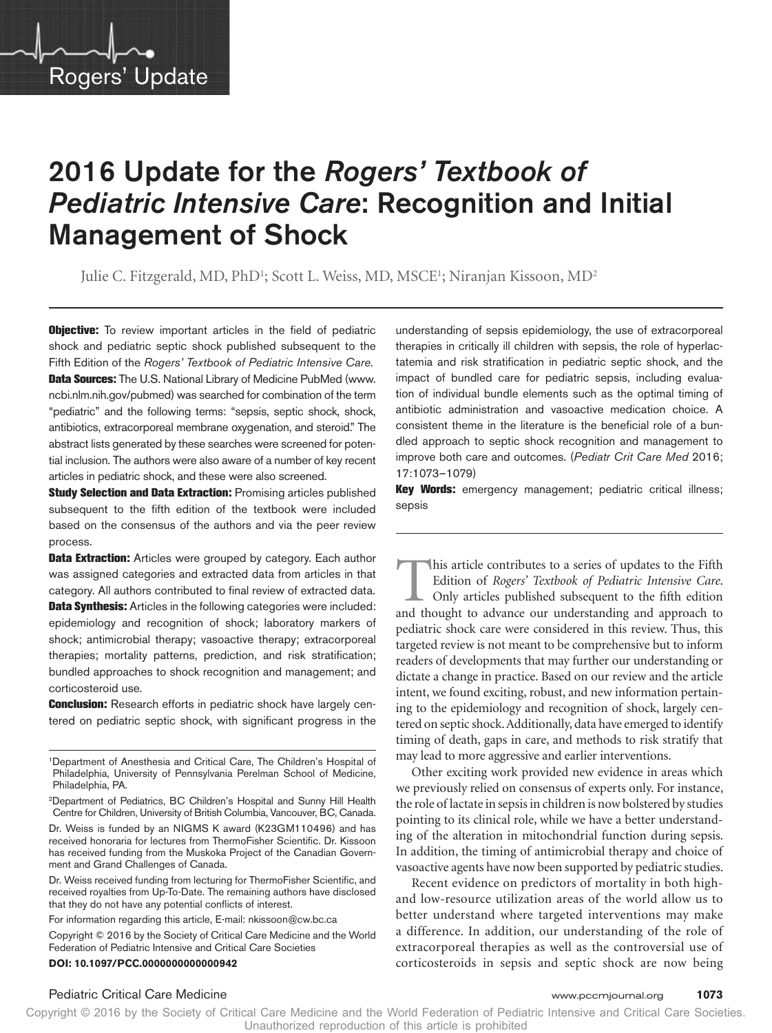Rogers' Update

# 2016 Update for the *Rogers' Textbook of Pediatric Intensive Care*: Recognition and Initial Management of Shock

Julie C. Fitzgerald, MD, PhD[1]; Scott L. Weiss, MD, MSCE[1]; Niranjan Kissoon, MD[2]

**Objective:** To review important articles in the field of pediatric shock and pediatric septic shock published subsequent to the Fifth Edition of the *Rogers' Textbook of Pediatric Intensive Care.*

**Data Sources:** The U.S. National Library of Medicine PubMed (www.ncbi.nlm.nih.gov/pubmed) was searched for combination of the term "pediatric" and the following terms: "sepsis, septic shock, shock, antibiotics, extracorporeal membrane oxygenation, and steroid." The abstract lists generated by these searches were screened for potential inclusion. The authors were also aware of a number of key recent articles in pediatric shock, and these were also screened.

**Study Selection and Data Extraction:** Promising articles published subsequent to the fifth edition of the textbook were included based on the consensus of the authors and via the peer review process.

**Data Extraction:** Articles were grouped by category. Each author was assigned categories and extracted data from articles in that category. All authors contributed to final review of extracted data.

**Data Synthesis:** Articles in the following categories were included: epidemiology and recognition of shock; laboratory markers of shock; antimicrobial therapy; vasoactive therapy; extracorporeal therapies; mortality patterns, prediction, and risk stratification; bundled approaches to shock recognition and management; and corticosteroid use.

**Conclusion:** Research efforts in pediatric shock have largely centered on pediatric septic shock, with significant progress in the understanding of sepsis epidemiology, the use of extracorporeal therapies in critically ill children with sepsis, the role of hyperlactatemia and risk stratification in pediatric septic shock, and the impact of bundled care for pediatric sepsis, including evaluation of individual bundle elements such as the optimal timing of antibiotic administration and vasoactive medication choice. A consistent theme in the literature is the beneficial role of a bundled approach to septic shock recognition and management to improve both care and outcomes. (*Pediatr Crit Care Med* 2016; 17:1073–1079)

**Key Words:** emergency management; pediatric critical illness; sepsis

[1]Department of Anesthesia and Critical Care, The Children's Hospital of Philadelphia, University of Pennsylvania Perelman School of Medicine, Philadelphia, PA.

[2]Department of Pediatrics, BC Children's Hospital and Sunny Hill Health Centre for Children, University of British Columbia, Vancouver, BC, Canada.

Dr. Weiss is funded by an NIGMS K award (K23GM110496) and has received honoraria for lectures from ThermoFisher Scientific. Dr. Kissoon has received funding from the Muskoka Project of the Canadian Government and Grand Challenges of Canada.

Dr. Weiss received funding from lecturing for ThermoFisher Scientific, and received royalties from Up-To-Date. The remaining authors have disclosed that they do not have any potential conflicts of interest.

For information regarding this article, E-mail: nkissoon@cw.bc.ca

Copyright © 2016 by the Society of Critical Care Medicine and the World Federation of Pediatric Intensive and Critical Care Societies

**DOI: 10.1097/PCC.0000000000000942**

This article contributes to a series of updates to the Fifth Edition of *Rogers' Textbook of Pediatric Intensive Care.* Only articles published subsequent to the fifth edition and thought to advance our understanding and approach to pediatric shock care were considered in this review. Thus, this targeted review is not meant to be comprehensive but to inform readers of developments that may further our understanding or dictate a change in practice. Based on our review and the article intent, we found exciting, robust, and new information pertaining to the epidemiology and recognition of shock, largely centered on septic shock. Additionally, data have emerged to identify timing of death, gaps in care, and methods to risk stratify that may lead to more aggressive and earlier interventions.

Other exciting work provided new evidence in areas which we previously relied on consensus of experts only. For instance, the role of lactate in sepsis in children is now bolstered by studies pointing to its clinical role, while we have a better understanding of the alteration in mitochondrial function during sepsis. In addition, the timing of antimicrobial therapy and choice of vasoactive agents have now been supported by pediatric studies.

Recent evidence on predictors of mortality in both high- and low-resource utilization areas of the world allow us to better understand where targeted interventions may make a difference. In addition, our understanding of the role of extracorporeal therapies as well as the controversial use of corticosteroids in sepsis and septic shock are now being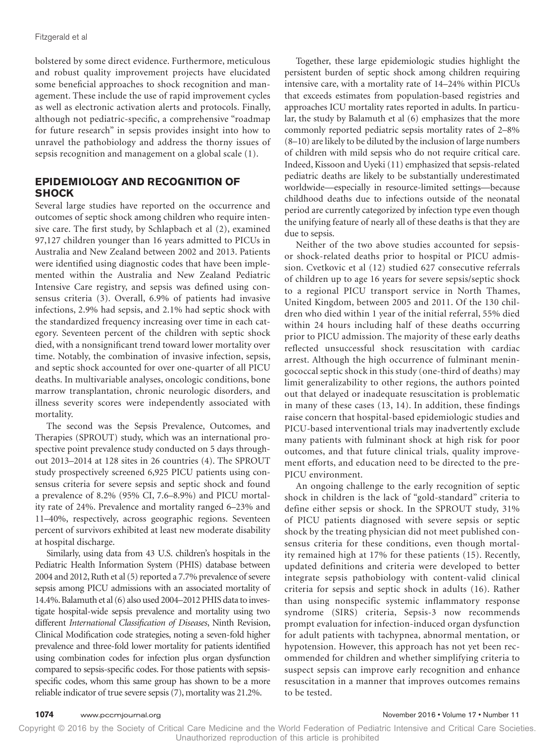bolstered by some direct evidence. Furthermore, meticulous and robust quality improvement projects have elucidated some beneficial approaches to shock recognition and management. These include the use of rapid improvement cycles as well as electronic activation alerts and protocols. Finally, although not pediatric-specific, a comprehensive "roadmap for future research" in sepsis provides insight into how to unravel the pathobiology and address the thorny issues of sepsis recognition and management on a global scale (1).

## EPIDEMIOLOGY AND RECOGNITION OF SHOCK

Several large studies have reported on the occurrence and outcomes of septic shock among children who require intensive care. The first study, by Schlapbach et al (2), examined 97,127 children younger than 16 years admitted to PICUs in Australia and New Zealand between 2002 and 2013. Patients were identified using diagnostic codes that have been implemented within the Australia and New Zealand Pediatric Intensive Care registry, and sepsis was defined using consensus criteria (3). Overall, 6.9% of patients had invasive infections, 2.9% had sepsis, and 2.1% had septic shock with the standardized frequency increasing over time in each category. Seventeen percent of the children with septic shock died, with a nonsignificant trend toward lower mortality over time. Notably, the combination of invasive infection, sepsis, and septic shock accounted for over one-quarter of all PICU deaths. In multivariable analyses, oncologic conditions, bone marrow transplantation, chronic neurologic disorders, and illness severity scores were independently associated with mortality.

The second was the Sepsis Prevalence, Outcomes, and Therapies (SPROUT) study, which was an international prospective point prevalence study conducted on 5 days throughout 2013–2014 at 128 sites in 26 countries (4). The SPROUT study prospectively screened 6,925 PICU patients using consensus criteria for severe sepsis and septic shock and found a prevalence of 8.2% (95% CI, 7.6–8.9%) and PICU mortality rate of 24%. Prevalence and mortality ranged 6–23% and 11–40%, respectively, across geographic regions. Seventeen percent of survivors exhibited at least new moderate disability at hospital discharge.

Similarly, using data from 43 U.S. children's hospitals in the Pediatric Health Information System (PHIS) database between 2004 and 2012, Ruth et al (5) reported a 7.7% prevalence of severe sepsis among PICU admissions with an associated mortality of 14.4%. Balamuth et al (6) also used 2004–2012 PHIS data to investigate hospital-wide sepsis prevalence and mortality using two different *International Classification of Diseases*, Ninth Revision, Clinical Modification code strategies, noting a seven-fold higher prevalence and three-fold lower mortality for patients identified using combination codes for infection plus organ dysfunction compared to sepsis-specific codes. For those patients with sepsis-specific codes, whom this same group has shown to be a more reliable indicator of true severe sepsis (7), mortality was 21.2%.

Together, these large epidemiologic studies highlight the persistent burden of septic shock among children requiring intensive care, with a mortality rate of 14–24% within PICUs that exceeds estimates from population-based registries and approaches ICU mortality rates reported in adults. In particular, the study by Balamuth et al (6) emphasizes that the more commonly reported pediatric sepsis mortality rates of 2–8% (8–10) are likely to be diluted by the inclusion of large numbers of children with mild sepsis who do not require critical care. Indeed, Kissoon and Uyeki (11) emphasized that sepsis-related pediatric deaths are likely to be substantially underestimated worldwide—especially in resource-limited settings—because childhood deaths due to infections outside of the neonatal period are currently categorized by infection type even though the unifying feature of nearly all of these deaths is that they are due to sepsis.

Neither of the two above studies accounted for sepsis- or shock-related deaths prior to hospital or PICU admission. Cvetkovic et al (12) studied 627 consecutive referrals of children up to age 16 years for severe sepsis/septic shock to a regional PICU transport service in North Thames, United Kingdom, between 2005 and 2011. Of the 130 children who died within 1 year of the initial referral, 55% died within 24 hours including half of these deaths occurring prior to PICU admission. The majority of these early deaths reflected unsuccessful shock resuscitation with cardiac arrest. Although the high occurrence of fulminant meningococcal septic shock in this study (one-third of deaths) may limit generalizability to other regions, the authors pointed out that delayed or inadequate resuscitation is problematic in many of these cases (13, 14). In addition, these findings raise concern that hospital-based epidemiologic studies and PICU-based interventional trials may inadvertently exclude many patients with fulminant shock at high risk for poor outcomes, and that future clinical trials, quality improvement efforts, and education need to be directed to the pre-PICU environment.

An ongoing challenge to the early recognition of septic shock in children is the lack of "gold-standard" criteria to define either sepsis or shock. In the SPROUT study, 31% of PICU patients diagnosed with severe sepsis or septic shock by the treating physician did not meet published consensus criteria for these conditions, even though mortality remained high at 17% for these patients (15). Recently, updated definitions and criteria were developed to better integrate sepsis pathobiology with content-valid clinical criteria for sepsis and septic shock in adults (16). Rather than using nonspecific systemic inflammatory response syndrome (SIRS) criteria, Sepsis-3 now recommends prompt evaluation for infection-induced organ dysfunction for adult patients with tachypnea, abnormal mentation, or hypotension. However, this approach has not yet been recommended for children and whether simplifying criteria to suspect sepsis can improve early recognition and enhance resuscitation in a manner that improves outcomes remains to be tested.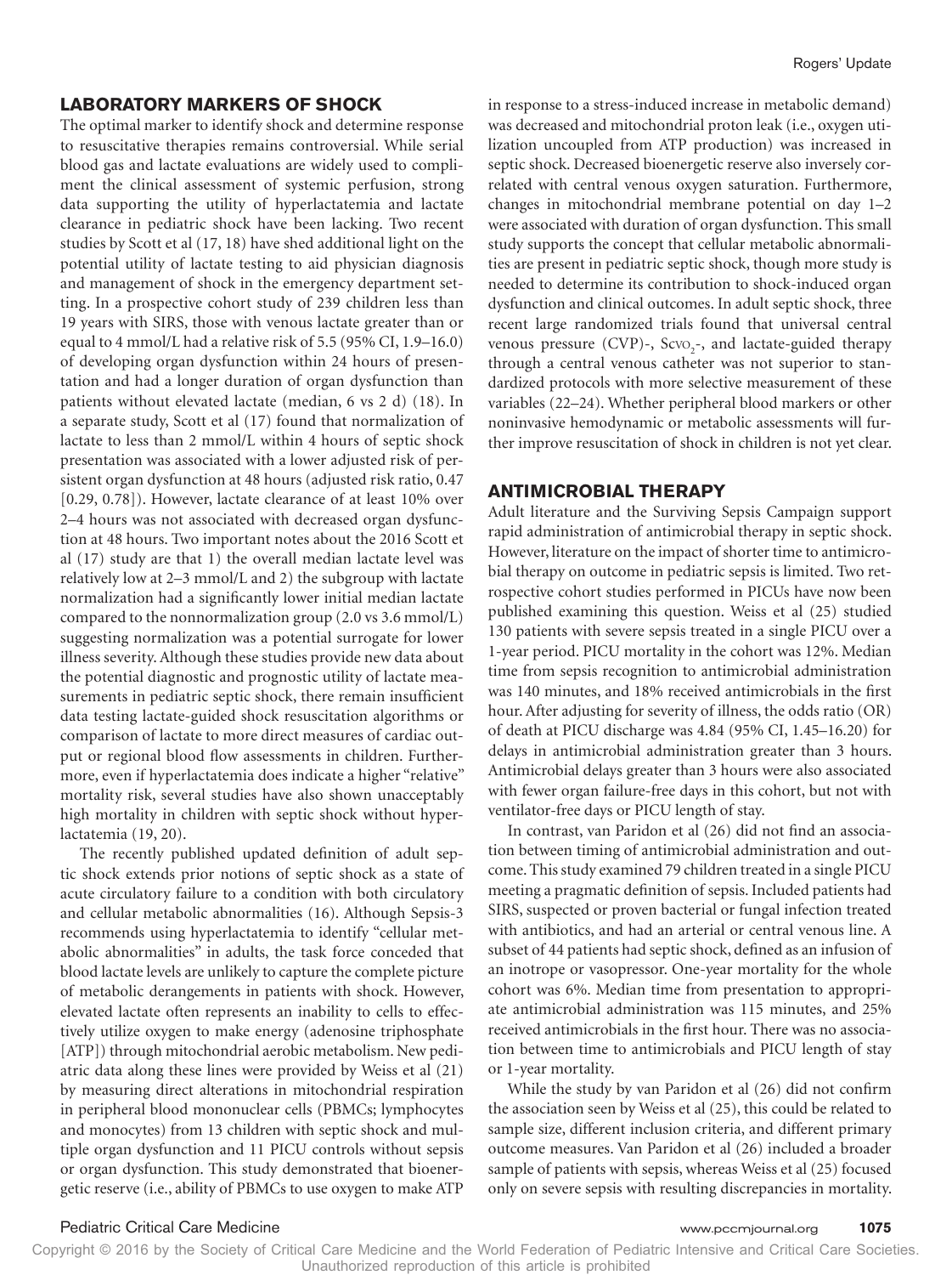## LABORATORY MARKERS OF SHOCK

The optimal marker to identify shock and determine response to resuscitative therapies remains controversial. While serial blood gas and lactate evaluations are widely used to compliment the clinical assessment of systemic perfusion, strong data supporting the utility of hyperlactatemia and lactate clearance in pediatric shock have been lacking. Two recent studies by Scott et al (17, 18) have shed additional light on the potential utility of lactate testing to aid physician diagnosis and management of shock in the emergency department setting. In a prospective cohort study of 239 children less than 19 years with SIRS, those with venous lactate greater than or equal to 4 mmol/L had a relative risk of 5.5 (95% CI, 1.9–16.0) of developing organ dysfunction within 24 hours of presentation and had a longer duration of organ dysfunction than patients without elevated lactate (median, 6 vs 2 d) (18). In a separate study, Scott et al (17) found that normalization of lactate to less than 2 mmol/L within 4 hours of septic shock presentation was associated with a lower adjusted risk of persistent organ dysfunction at 48 hours (adjusted risk ratio, 0.47 [0.29, 0.78]). However, lactate clearance of at least 10% over 2–4 hours was not associated with decreased organ dysfunction at 48 hours. Two important notes about the 2016 Scott et al (17) study are that 1) the overall median lactate level was relatively low at 2–3 mmol/L and 2) the subgroup with lactate normalization had a significantly lower initial median lactate compared to the nonnormalization group (2.0 vs 3.6 mmol/L) suggesting normalization was a potential surrogate for lower illness severity. Although these studies provide new data about the potential diagnostic and prognostic utility of lactate measurements in pediatric septic shock, there remain insufficient data testing lactate-guided shock resuscitation algorithms or comparison of lactate to more direct measures of cardiac output or regional blood flow assessments in children. Furthermore, even if hyperlactatemia does indicate a higher "relative" mortality risk, several studies have also shown unacceptably high mortality in children with septic shock without hyperlactatemia (19, 20).

The recently published updated definition of adult septic shock extends prior notions of septic shock as a state of acute circulatory failure to a condition with both circulatory and cellular metabolic abnormalities (16). Although Sepsis-3 recommends using hyperlactatemia to identify "cellular metabolic abnormalities" in adults, the task force conceded that blood lactate levels are unlikely to capture the complete picture of metabolic derangements in patients with shock. However, elevated lactate often represents an inability to cells to effectively utilize oxygen to make energy (adenosine triphosphate [ATP]) through mitochondrial aerobic metabolism. New pediatric data along these lines were provided by Weiss et al (21) by measuring direct alterations in mitochondrial respiration in peripheral blood mononuclear cells (PBMCs; lymphocytes and monocytes) from 13 children with septic shock and multiple organ dysfunction and 11 PICU controls without sepsis or organ dysfunction. This study demonstrated that bioenergetic reserve (i.e., ability of PBMCs to use oxygen to make ATP in response to a stress-induced increase in metabolic demand) was decreased and mitochondrial proton leak (i.e., oxygen utilization uncoupled from ATP production) was increased in septic shock. Decreased bioenergetic reserve also inversely correlated with central venous oxygen saturation. Furthermore, changes in mitochondrial membrane potential on day 1–2 were associated with duration of organ dysfunction. This small study supports the concept that cellular metabolic abnormalities are present in pediatric septic shock, though more study is needed to determine its contribution to shock-induced organ dysfunction and clinical outcomes. In adult septic shock, three recent large randomized trials found that universal central venous pressure (CVP)-, $Scvo_2$-, and lactate-guided therapy through a central venous catheter was not superior to standardized protocols with more selective measurement of these variables (22–24). Whether peripheral blood markers or other noninvasive hemodynamic or metabolic assessments will further improve resuscitation of shock in children is not yet clear.

## ANTIMICROBIAL THERAPY

Adult literature and the Surviving Sepsis Campaign support rapid administration of antimicrobial therapy in septic shock. However, literature on the impact of shorter time to antimicrobial therapy on outcome in pediatric sepsis is limited. Two retrospective cohort studies performed in PICUs have now been published examining this question. Weiss et al (25) studied 130 patients with severe sepsis treated in a single PICU over a 1-year period. PICU mortality in the cohort was 12%. Median time from sepsis recognition to antimicrobial administration was 140 minutes, and 18% received antimicrobials in the first hour. After adjusting for severity of illness, the odds ratio (OR) of death at PICU discharge was 4.84 (95% CI, 1.45–16.20) for delays in antimicrobial administration greater than 3 hours. Antimicrobial delays greater than 3 hours were also associated with fewer organ failure-free days in this cohort, but not with ventilator-free days or PICU length of stay.

In contrast, van Paridon et al (26) did not find an association between timing of antimicrobial administration and outcome. This study examined 79 children treated in a single PICU meeting a pragmatic definition of sepsis. Included patients had SIRS, suspected or proven bacterial or fungal infection treated with antibiotics, and had an arterial or central venous line. A subset of 44 patients had septic shock, defined as an infusion of an inotrope or vasopressor. One-year mortality for the whole cohort was 6%. Median time from presentation to appropriate antimicrobial administration was 115 minutes, and 25% received antimicrobials in the first hour. There was no association between time to antimicrobials and PICU length of stay or 1-year mortality.

While the study by van Paridon et al (26) did not confirm the association seen by Weiss et al (25), this could be related to sample size, different inclusion criteria, and different primary outcome measures. Van Paridon et al (26) included a broader sample of patients with sepsis, whereas Weiss et al (25) focused only on severe sepsis with resulting discrepancies in mortality.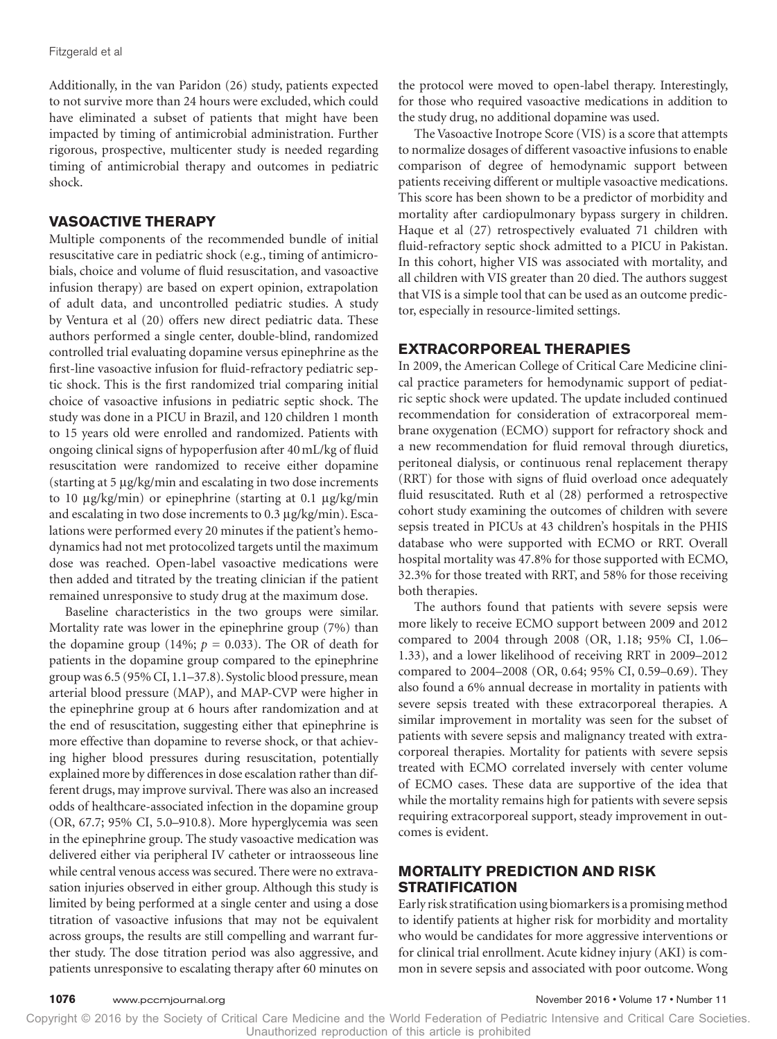Additionally, in the van Paridon (26) study, patients expected to not survive more than 24 hours were excluded, which could have eliminated a subset of patients that might have been impacted by timing of antimicrobial administration. Further rigorous, prospective, multicenter study is needed regarding timing of antimicrobial therapy and outcomes in pediatric shock.

## VASOACTIVE THERAPY

Multiple components of the recommended bundle of initial resuscitative care in pediatric shock (e.g., timing of antimicrobials, choice and volume of fluid resuscitation, and vasoactive infusion therapy) are based on expert opinion, extrapolation of adult data, and uncontrolled pediatric studies. A study by Ventura et al (20) offers new direct pediatric data. These authors performed a single center, double-blind, randomized controlled trial evaluating dopamine versus epinephrine as the first-line vasoactive infusion for fluid-refractory pediatric septic shock. This is the first randomized trial comparing initial choice of vasoactive infusions in pediatric septic shock. The study was done in a PICU in Brazil, and 120 children 1 month to 15 years old were enrolled and randomized. Patients with ongoing clinical signs of hypoperfusion after 40 mL/kg of fluid resuscitation were randomized to receive either dopamine (starting at 5 µg/kg/min and escalating in two dose increments to 10 µg/kg/min) or epinephrine (starting at 0.1 µg/kg/min and escalating in two dose increments to 0.3 µg/kg/min). Escalations were performed every 20 minutes if the patient's hemodynamics had not met protocolized targets until the maximum dose was reached. Open-label vasoactive medications were then added and titrated by the treating clinician if the patient remained unresponsive to study drug at the maximum dose.

Baseline characteristics in the two groups were similar. Mortality rate was lower in the epinephrine group (7%) than the dopamine group (14%; $p = 0.033$). The OR of death for patients in the dopamine group compared to the epinephrine group was 6.5 (95% CI, 1.1–37.8). Systolic blood pressure, mean arterial blood pressure (MAP), and MAP-CVP were higher in the epinephrine group at 6 hours after randomization and at the end of resuscitation, suggesting either that epinephrine is more effective than dopamine to reverse shock, or that achieving higher blood pressures during resuscitation, potentially explained more by differences in dose escalation rather than different drugs, may improve survival. There was also an increased odds of healthcare-associated infection in the dopamine group (OR, 67.7; 95% CI, 5.0–910.8). More hyperglycemia was seen in the epinephrine group. The study vasoactive medication was delivered either via peripheral IV catheter or intraosseous line while central venous access was secured. There were no extravasation injuries observed in either group. Although this study is limited by being performed at a single center and using a dose titration of vasoactive infusions that may not be equivalent across groups, the results are still compelling and warrant further study. The dose titration period was also aggressive, and patients unresponsive to escalating therapy after 60 minutes on the protocol were moved to open-label therapy. Interestingly, for those who required vasoactive medications in addition to the study drug, no additional dopamine was used.

The Vasoactive Inotrope Score (VIS) is a score that attempts to normalize dosages of different vasoactive infusions to enable comparison of degree of hemodynamic support between patients receiving different or multiple vasoactive medications. This score has been shown to be a predictor of morbidity and mortality after cardiopulmonary bypass surgery in children. Haque et al (27) retrospectively evaluated 71 children with fluid-refractory septic shock admitted to a PICU in Pakistan. In this cohort, higher VIS was associated with mortality, and all children with VIS greater than 20 died. The authors suggest that VIS is a simple tool that can be used as an outcome predictor, especially in resource-limited settings.

## EXTRACORPOREAL THERAPIES

In 2009, the American College of Critical Care Medicine clinical practice parameters for hemodynamic support of pediatric septic shock were updated. The update included continued recommendation for consideration of extracorporeal membrane oxygenation (ECMO) support for refractory shock and a new recommendation for fluid removal through diuretics, peritoneal dialysis, or continuous renal replacement therapy (RRT) for those with signs of fluid overload once adequately fluid resuscitated. Ruth et al (28) performed a retrospective cohort study examining the outcomes of children with severe sepsis treated in PICUs at 43 children's hospitals in the PHIS database who were supported with ECMO or RRT. Overall hospital mortality was 47.8% for those supported with ECMO, 32.3% for those treated with RRT, and 58% for those receiving both therapies.

The authors found that patients with severe sepsis were more likely to receive ECMO support between 2009 and 2012 compared to 2004 through 2008 (OR, 1.18; 95% CI, 1.06–1.33), and a lower likelihood of receiving RRT in 2009–2012 compared to 2004–2008 (OR, 0.64; 95% CI, 0.59–0.69). They also found a 6% annual decrease in mortality in patients with severe sepsis treated with these extracorporeal therapies. A similar improvement in mortality was seen for the subset of patients with severe sepsis and malignancy treated with extracorporeal therapies. Mortality for patients with severe sepsis treated with ECMO correlated inversely with center volume of ECMO cases. These data are supportive of the idea that while the mortality remains high for patients with severe sepsis requiring extracorporeal support, steady improvement in outcomes is evident.

## MORTALITY PREDICTION AND RISK STRATIFICATION

Early risk stratification using biomarkers is a promising method to identify patients at higher risk for morbidity and mortality who would be candidates for more aggressive interventions or for clinical trial enrollment. Acute kidney injury (AKI) is common in severe sepsis and associated with poor outcome. Wong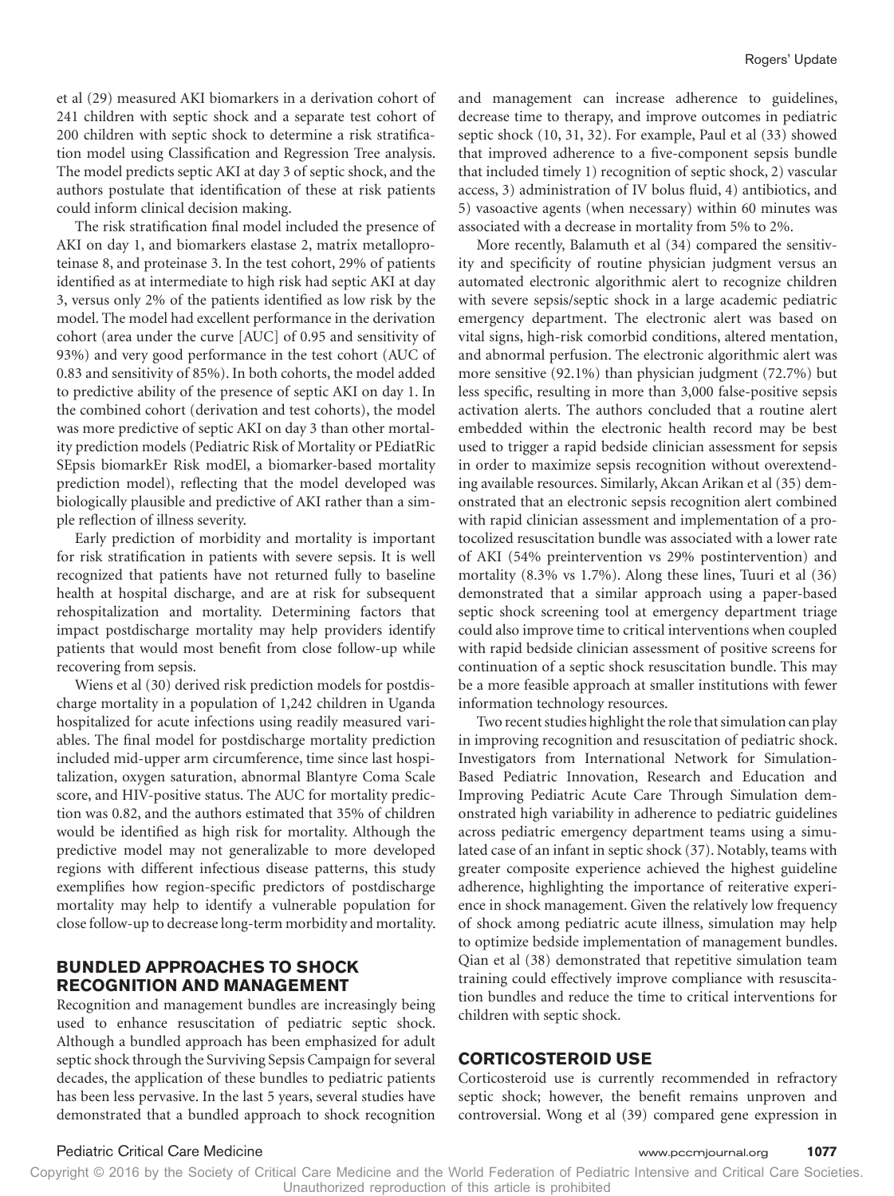et al (29) measured AKI biomarkers in a derivation cohort of 241 children with septic shock and a separate test cohort of 200 children with septic shock to determine a risk stratification model using Classification and Regression Tree analysis. The model predicts septic AKI at day 3 of septic shock, and the authors postulate that identification of these at risk patients could inform clinical decision making.

The risk stratification final model included the presence of AKI on day 1, and biomarkers elastase 2, matrix metalloproteinase 8, and proteinase 3. In the test cohort, 29% of patients identified as at intermediate to high risk had septic AKI at day 3, versus only 2% of the patients identified as low risk by the model. The model had excellent performance in the derivation cohort (area under the curve [AUC] of 0.95 and sensitivity of 93%) and very good performance in the test cohort (AUC of 0.83 and sensitivity of 85%). In both cohorts, the model added to predictive ability of the presence of septic AKI on day 1. In the combined cohort (derivation and test cohorts), the model was more predictive of septic AKI on day 3 than other mortality prediction models (Pediatric Risk of Mortality or PEdiatRic SEpsis biomarkEr Risk modEl, a biomarker-based mortality prediction model), reflecting that the model developed was biologically plausible and predictive of AKI rather than a simple reflection of illness severity.

Early prediction of morbidity and mortality is important for risk stratification in patients with severe sepsis. It is well recognized that patients have not returned fully to baseline health at hospital discharge, and are at risk for subsequent rehospitalization and mortality. Determining factors that impact postdischarge mortality may help providers identify patients that would most benefit from close follow-up while recovering from sepsis.

Wiens et al (30) derived risk prediction models for postdischarge mortality in a population of 1,242 children in Uganda hospitalized for acute infections using readily measured variables. The final model for postdischarge mortality prediction included mid-upper arm circumference, time since last hospitalization, oxygen saturation, abnormal Blantyre Coma Scale score, and HIV-positive status. The AUC for mortality prediction was 0.82, and the authors estimated that 35% of children would be identified as high risk for mortality. Although the predictive model may not generalizable to more developed regions with different infectious disease patterns, this study exemplifies how region-specific predictors of postdischarge mortality may help to identify a vulnerable population for close follow-up to decrease long-term morbidity and mortality.

## BUNDLED APPROACHES TO SHOCK RECOGNITION AND MANAGEMENT

Recognition and management bundles are increasingly being used to enhance resuscitation of pediatric septic shock. Although a bundled approach has been emphasized for adult septic shock through the Surviving Sepsis Campaign for several decades, the application of these bundles to pediatric patients has been less pervasive. In the last 5 years, several studies have demonstrated that a bundled approach to shock recognition and management can increase adherence to guidelines, decrease time to therapy, and improve outcomes in pediatric septic shock (10, 31, 32). For example, Paul et al (33) showed that improved adherence to a five-component sepsis bundle that included timely 1) recognition of septic shock, 2) vascular access, 3) administration of IV bolus fluid, 4) antibiotics, and 5) vasoactive agents (when necessary) within 60 minutes was associated with a decrease in mortality from 5% to 2%.

More recently, Balamuth et al (34) compared the sensitivity and specificity of routine physician judgment versus an automated electronic algorithmic alert to recognize children with severe sepsis/septic shock in a large academic pediatric emergency department. The electronic alert was based on vital signs, high-risk comorbid conditions, altered mentation, and abnormal perfusion. The electronic algorithmic alert was more sensitive (92.1%) than physician judgment (72.7%) but less specific, resulting in more than 3,000 false-positive sepsis activation alerts. The authors concluded that a routine alert embedded within the electronic health record may be best used to trigger a rapid bedside clinician assessment for sepsis in order to maximize sepsis recognition without overextending available resources. Similarly, Akcan Arikan et al (35) demonstrated that an electronic sepsis recognition alert combined with rapid clinician assessment and implementation of a protocolized resuscitation bundle was associated with a lower rate of AKI (54% preintervention vs 29% postintervention) and mortality (8.3% vs 1.7%). Along these lines, Tuuri et al (36) demonstrated that a similar approach using a paper-based septic shock screening tool at emergency department triage could also improve time to critical interventions when coupled with rapid bedside clinician assessment of positive screens for continuation of a septic shock resuscitation bundle. This may be a more feasible approach at smaller institutions with fewer information technology resources.

Two recent studies highlight the role that simulation can play in improving recognition and resuscitation of pediatric shock. Investigators from International Network for Simulation-Based Pediatric Innovation, Research and Education and Improving Pediatric Acute Care Through Simulation demonstrated high variability in adherence to pediatric guidelines across pediatric emergency department teams using a simulated case of an infant in septic shock (37). Notably, teams with greater composite experience achieved the highest guideline adherence, highlighting the importance of reiterative experience in shock management. Given the relatively low frequency of shock among pediatric acute illness, simulation may help to optimize bedside implementation of management bundles. Qian et al (38) demonstrated that repetitive simulation team training could effectively improve compliance with resuscitation bundles and reduce the time to critical interventions for children with septic shock.

## CORTICOSTEROID USE

Corticosteroid use is currently recommended in refractory septic shock; however, the benefit remains unproven and controversial. Wong et al (39) compared gene expression in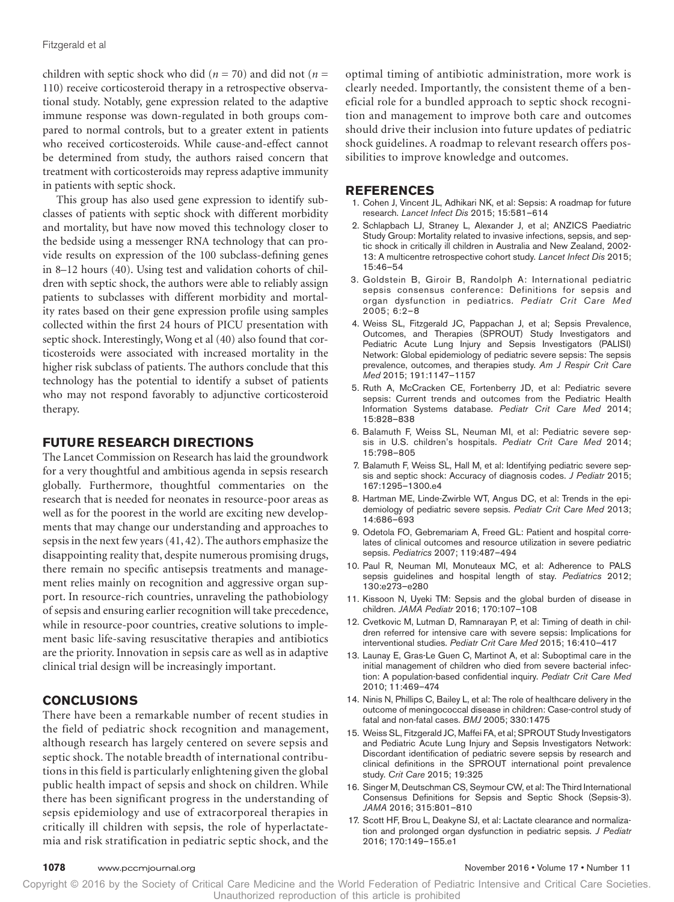children with septic shock who did ($n = 70$) and did not ($n = 110$) receive corticosteroid therapy in a retrospective observational study. Notably, gene expression related to the adaptive immune response was down-regulated in both groups compared to normal controls, but to a greater extent in patients who received corticosteroids. While cause-and-effect cannot be determined from study, the authors raised concern that treatment with corticosteroids may repress adaptive immunity in patients with septic shock.

This group has also used gene expression to identify subclasses of patients with septic shock with different morbidity and mortality, but have now moved this technology closer to the bedside using a messenger RNA technology that can provide results on expression of the 100 subclass-defining genes in 8–12 hours (40). Using test and validation cohorts of children with septic shock, the authors were able to reliably assign patients to subclasses with different morbidity and mortality rates based on their gene expression profile using samples collected within the first 24 hours of PICU presentation with septic shock. Interestingly, Wong et al (40) also found that corticosteroids were associated with increased mortality in the higher risk subclass of patients. The authors conclude that this technology has the potential to identify a subset of patients who may not respond favorably to adjunctive corticosteroid therapy.

## FUTURE RESEARCH DIRECTIONS

The Lancet Commission on Research has laid the groundwork for a very thoughtful and ambitious agenda in sepsis research globally. Furthermore, thoughtful commentaries on the research that is needed for neonates in resource-poor areas as well as for the poorest in the world are exciting new developments that may change our understanding and approaches to sepsis in the next few years (41, 42). The authors emphasize the disappointing reality that, despite numerous promising drugs, there remain no specific antisepsis treatments and management relies mainly on recognition and aggressive organ support. In resource-rich countries, unraveling the pathobiology of sepsis and ensuring earlier recognition will take precedence, while in resource-poor countries, creative solutions to implement basic life-saving resuscitative therapies and antibiotics are the priority. Innovation in sepsis care as well as in adaptive clinical trial design will be increasingly important.

## CONCLUSIONS

There have been a remarkable number of recent studies in the field of pediatric shock recognition and management, although research has largely centered on severe sepsis and septic shock. The notable breadth of international contributions in this field is particularly enlightening given the global public health impact of sepsis and shock on children. While there has been significant progress in the understanding of sepsis epidemiology and use of extracorporeal therapies in critically ill children with sepsis, the role of hyperlactatemia and risk stratification in pediatric septic shock, and the optimal timing of antibiotic administration, more work is clearly needed. Importantly, the consistent theme of a beneficial role for a bundled approach to septic shock recognition and management to improve both care and outcomes should drive their inclusion into future updates of pediatric shock guidelines. A roadmap to relevant research offers possibilities to improve knowledge and outcomes.

## REFERENCES

1. Cohen J, Vincent JL, Adhikari NK, et al: Sepsis: A roadmap for future research. *Lancet Infect Dis* 2015; 15:581–614
2. Schlapbach LJ, Straney L, Alexander J, et al; ANZICS Paediatric Study Group: Mortality related to invasive infections, sepsis, and septic shock in critically ill children in Australia and New Zealand, 2002-13: A multicentre retrospective cohort study. *Lancet Infect Dis* 2015; 15:46–54
3. Goldstein B, Giroir B, Randolph A: International pediatric sepsis consensus conference: Definitions for sepsis and organ dysfunction in pediatrics. *Pediatr Crit Care Med* 2005; 6:2–8
4. Weiss SL, Fitzgerald JC, Pappachan J, et al; Sepsis Prevalence, Outcomes, and Therapies (SPROUT) Study Investigators and Pediatric Acute Lung Injury and Sepsis Investigators (PALISI) Network: Global epidemiology of pediatric severe sepsis: The sepsis prevalence, outcomes, and therapies study. *Am J Respir Crit Care Med* 2015; 191:1147–1157
5. Ruth A, McCracken CE, Fortenberry JD, et al: Pediatric severe sepsis: Current trends and outcomes from the Pediatric Health Information Systems database. *Pediatr Crit Care Med* 2014; 15:828–838
6. Balamuth F, Weiss SL, Neuman MI, et al: Pediatric severe sepsis in U.S. children's hospitals. *Pediatr Crit Care Med* 2014; 15:798–805
7. Balamuth F, Weiss SL, Hall M, et al: Identifying pediatric severe sepsis and septic shock: Accuracy of diagnosis codes. *J Pediatr* 2015; 167:1295–1300.e4
8. Hartman ME, Linde-Zwirble WT, Angus DC, et al: Trends in the epidemiology of pediatric severe sepsis. *Pediatr Crit Care Med* 2013; 14:686–693
9. Odetola FO, Gebremariam A, Freed GL: Patient and hospital correlates of clinical outcomes and resource utilization in severe pediatric sepsis. *Pediatrics* 2007; 119:487–494
10. Paul R, Neuman MI, Monuteaux MC, et al: Adherence to PALS sepsis guidelines and hospital length of stay. *Pediatrics* 2012; 130:e273–e280
11. Kissoon N, Uyeki TM: Sepsis and the global burden of disease in children. *JAMA Pediatr* 2016; 170:107–108
12. Cvetkovic M, Lutman D, Ramnarayan P, et al: Timing of death in children referred for intensive care with severe sepsis: Implications for interventional studies. *Pediatr Crit Care Med* 2015; 16:410–417
13. Launay E, Gras-Le Guen C, Martinot A, et al: Suboptimal care in the initial management of children who died from severe bacterial infection: A population-based confidential inquiry. *Pediatr Crit Care Med* 2010; 11:469–474
14. Ninis N, Phillips C, Bailey L, et al: The role of healthcare delivery in the outcome of meningococcal disease in children: Case-control study of fatal and non-fatal cases. *BMJ* 2005; 330:1475
15. Weiss SL, Fitzgerald JC, Maffei FA, et al; SPROUT Study Investigators and Pediatric Acute Lung Injury and Sepsis Investigators Network: Discordant identification of pediatric severe sepsis by research and clinical definitions in the SPROUT international point prevalence study. *Crit Care* 2015; 19:325
16. Singer M, Deutschman CS, Seymour CW, et al: The Third International Consensus Definitions for Sepsis and Septic Shock (Sepsis-3). *JAMA* 2016; 315:801–810
17. Scott HF, Brou L, Deakyne SJ, et al: Lactate clearance and normalization and prolonged organ dysfunction in pediatric sepsis. *J Pediatr* 2016; 170:149–155.e1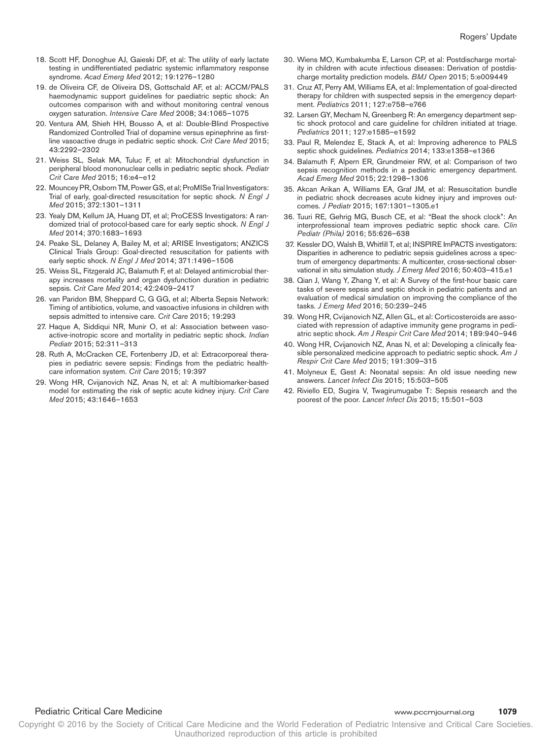18. Scott HF, Donoghue AJ, Gaieski DF, et al: The utility of early lactate testing in undifferentiated pediatric systemic inflammatory response syndrome. *Acad Emerg Med* 2012; 19:1276–1280
19. de Oliveira CF, de Oliveira DS, Gottschald AF, et al: ACCM/PALS haemodynamic support guidelines for paediatric septic shock: An outcomes comparison with and without monitoring central venous oxygen saturation. *Intensive Care Med* 2008; 34:1065–1075
20. Ventura AM, Shieh HH, Bousso A, et al: Double-Blind Prospective Randomized Controlled Trial of dopamine versus epinephrine as first-line vasoactive drugs in pediatric septic shock. *Crit Care Med* 2015; 43:2292–2302
21. Weiss SL, Selak MA, Tuluc F, et al: Mitochondrial dysfunction in peripheral blood mononuclear cells in pediatric septic shock. *Pediatr Crit Care Med* 2015; 16:e4–e12
22. Mouncey PR, Osborn TM, Power GS, et al; ProMISe Trial Investigators: Trial of early, goal-directed resuscitation for septic shock. *N Engl J Med* 2015; 372:1301–1311
23. Yealy DM, Kellum JA, Huang DT, et al; ProCESS Investigators: A randomized trial of protocol-based care for early septic shock. *N Engl J Med* 2014; 370:1683–1693
24. Peake SL, Delaney A, Bailey M, et al; ARISE Investigators; ANZICS Clinical Trials Group: Goal-directed resuscitation for patients with early septic shock. *N Engl J Med* 2014; 371:1496–1506
25. Weiss SL, Fitzgerald JC, Balamuth F, et al: Delayed antimicrobial therapy increases mortality and organ dysfunction duration in pediatric sepsis. *Crit Care Med* 2014; 42:2409–2417
26. van Paridon BM, Sheppard C, G GG, et al; Alberta Sepsis Network: Timing of antibiotics, volume, and vasoactive infusions in children with sepsis admitted to intensive care. *Crit Care* 2015; 19:293
27. Haque A, Siddiqui NR, Munir O, et al: Association between vasoactive-inotropic score and mortality in pediatric septic shock. *Indian Pediatr* 2015; 52:311–313
28. Ruth A, McCracken CE, Fortenberry JD, et al: Extracorporeal therapies in pediatric severe sepsis: Findings from the pediatric health-care information system. *Crit Care* 2015; 19:397
29. Wong HR, Cvijanovich NZ, Anas N, et al: A multibiomarker-based model for estimating the risk of septic acute kidney injury. *Crit Care Med* 2015; 43:1646–1653
30. Wiens MO, Kumbakumba E, Larson CP, et al: Postdischarge mortality in children with acute infectious diseases: Derivation of postdischarge mortality prediction models. *BMJ Open* 2015; 5:e009449
31. Cruz AT, Perry AM, Williams EA, et al: Implementation of goal-directed therapy for children with suspected sepsis in the emergency department. *Pediatrics* 2011; 127:e758–e766
32. Larsen GY, Mecham N, Greenberg R: An emergency department septic shock protocol and care guideline for children initiated at triage. *Pediatrics* 2011; 127:e1585–e1592
33. Paul R, Melendez E, Stack A, et al: Improving adherence to PALS septic shock guidelines. *Pediatrics* 2014; 133:e1358–e1366
34. Balamuth F, Alpern ER, Grundmeier RW, et al: Comparison of two sepsis recognition methods in a pediatric emergency department. *Acad Emerg Med* 2015; 22:1298–1306
35. Akcan Arikan A, Williams EA, Graf JM, et al: Resuscitation bundle in pediatric shock decreases acute kidney injury and improves outcomes. *J Pediatr* 2015; 167:1301–1305.e1
36. Tuuri RE, Gehrig MG, Busch CE, et al: "Beat the shock clock": An interprofessional team improves pediatric septic shock care. *Clin Pediatr (Phila)* 2016; 55:626–638
37. Kessler DO, Walsh B, Whitfill T, et al; INSPIRE ImPACTS investigators: Disparities in adherence to pediatric sepsis guidelines across a spectrum of emergency departments: A multicenter, cross-sectional observational in situ simulation study. *J Emerg Med* 2016; 50:403–415.e1
38. Qian J, Wang Y, Zhang Y, et al: A Survey of the first-hour basic care tasks of severe sepsis and septic shock in pediatric patients and an evaluation of medical simulation on improving the compliance of the tasks. *J Emerg Med* 2016; 50:239–245
39. Wong HR, Cvijanovich NZ, Allen GL, et al: Corticosteroids are associated with repression of adaptive immunity gene programs in pediatric septic shock. *Am J Respir Crit Care Med* 2014; 189:940–946
40. Wong HR, Cvijanovich NZ, Anas N, et al: Developing a clinically feasible personalized medicine approach to pediatric septic shock. *Am J Respir Crit Care Med* 2015; 191:309–315
41. Molyneux E, Gest A: Neonatal sepsis: An old issue needing new answers. *Lancet Infect Dis* 2015; 15:503–505
42. Riviello ED, Sugira V, Twagirumugabe T: Sepsis research and the poorest of the poor. *Lancet Infect Dis* 2015; 15:501–503